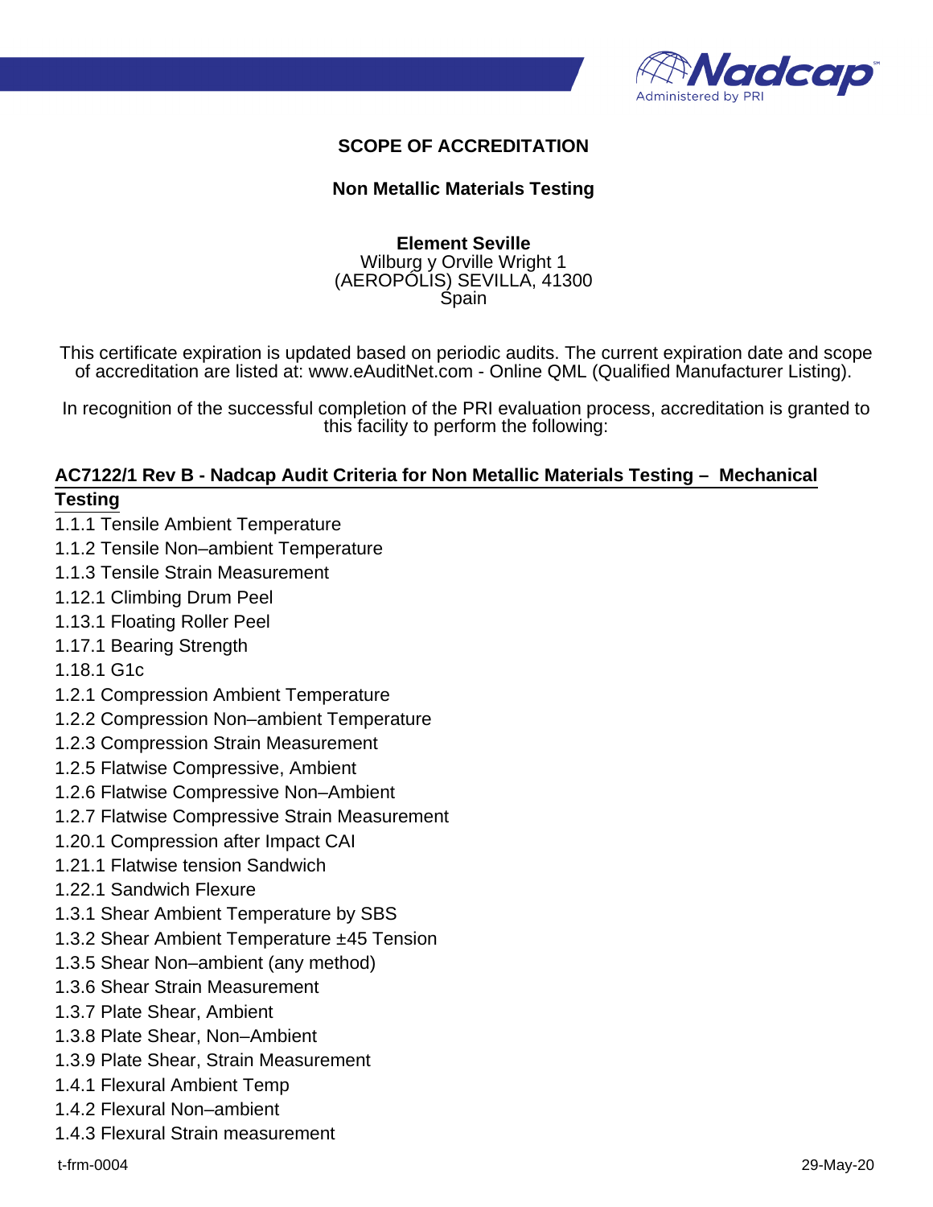# SCOPE OF ACCREDITATION

## Non Metallic Materials Testing

**Element Seville**
Wilburg y Orville Wright 1
(AEROPÓLIS) SEVILLA, 41300
Spain

This certificate expiration is updated based on periodic audits. The current expiration date and scope of accreditation are listed at: www.eAuditNet.com - Online QML (Qualified Manufacturer Listing).

In recognition of the successful completion of the PRI evaluation process, accreditation is granted to this facility to perform the following:

### AC7122/1 Rev B - Nadcap Audit Criteria for Non Metallic Materials Testing – Mechanical Testing

1.1.1 Tensile Ambient Temperature
1.1.2 Tensile Non–ambient Temperature
1.1.3 Tensile Strain Measurement
1.12.1 Climbing Drum Peel
1.13.1 Floating Roller Peel
1.17.1 Bearing Strength
1.18.1 G1c
1.2.1 Compression Ambient Temperature
1.2.2 Compression Non–ambient Temperature
1.2.3 Compression Strain Measurement
1.2.5 Flatwise Compressive, Ambient
1.2.6 Flatwise Compressive Non–Ambient
1.2.7 Flatwise Compressive Strain Measurement
1.20.1 Compression after Impact CAI
1.21.1 Flatwise tension Sandwich
1.22.1 Sandwich Flexure
1.3.1 Shear Ambient Temperature by SBS
1.3.2 Shear Ambient Temperature ±45 Tension
1.3.5 Shear Non–ambient (any method)
1.3.6 Shear Strain Measurement
1.3.7 Plate Shear, Ambient
1.3.8 Plate Shear, Non–Ambient
1.3.9 Plate Shear, Strain Measurement
1.4.1 Flexural Ambient Temp
1.4.2 Flexural Non–ambient
1.4.3 Flexural Strain measurement

t-frm-0004 29-May-20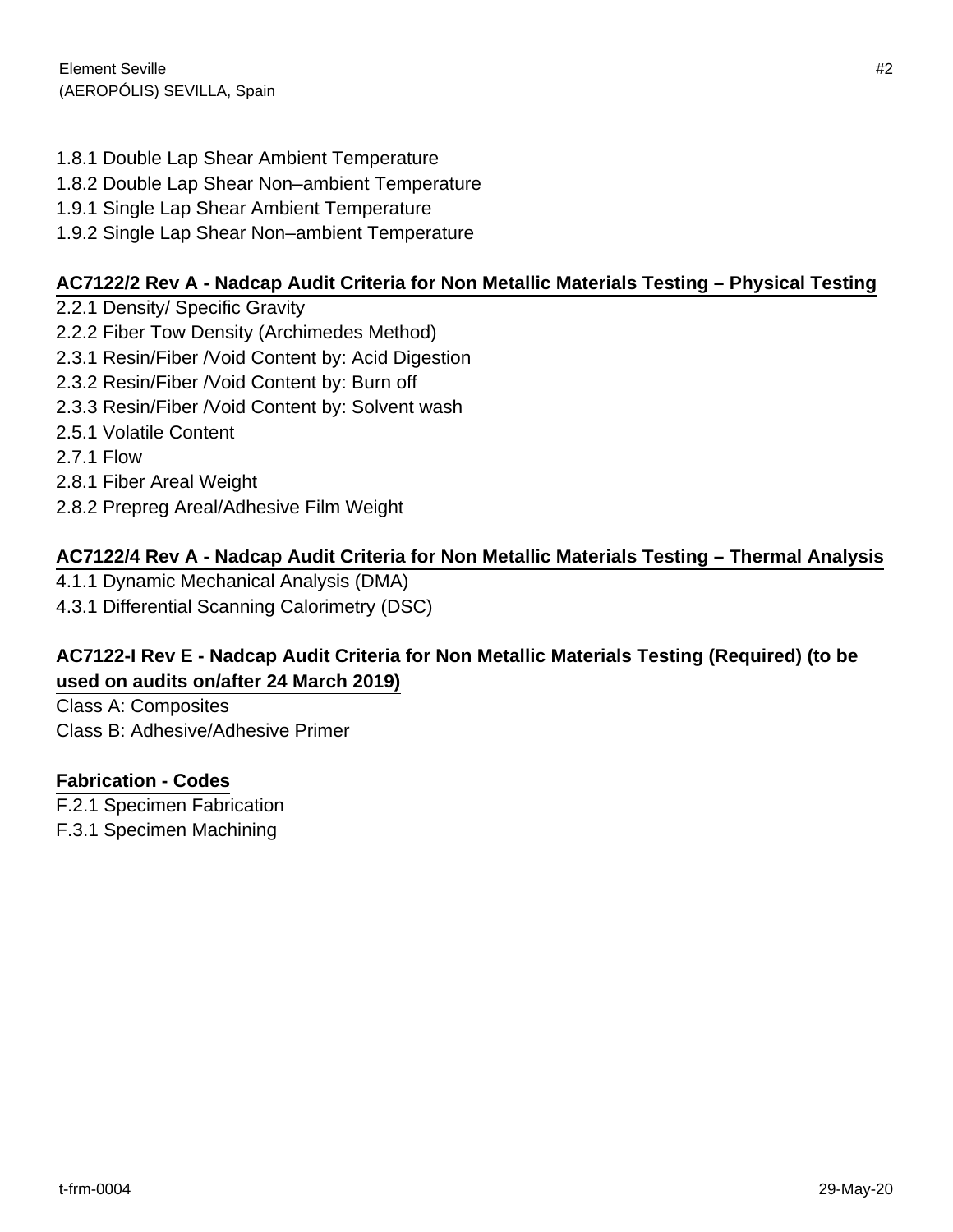1.8.1 Double Lap Shear Ambient Temperature
1.8.2 Double Lap Shear Non–ambient Temperature
1.9.1 Single Lap Shear Ambient Temperature
1.9.2 Single Lap Shear Non–ambient Temperature

**AC7122/2 Rev A - Nadcap Audit Criteria for Non Metallic Materials Testing – Physical Testing**

2.2.1 Density/ Specific Gravity
2.2.2 Fiber Tow Density (Archimedes Method)
2.3.1 Resin/Fiber /Void Content by: Acid Digestion
2.3.2 Resin/Fiber /Void Content by: Burn off
2.3.3 Resin/Fiber /Void Content by: Solvent wash
2.5.1 Volatile Content
2.7.1 Flow
2.8.1 Fiber Areal Weight
2.8.2 Prepreg Areal/Adhesive Film Weight

**AC7122/4 Rev A - Nadcap Audit Criteria for Non Metallic Materials Testing – Thermal Analysis**

4.1.1 Dynamic Mechanical Analysis (DMA)
4.3.1 Differential Scanning Calorimetry (DSC)

**AC7122-I Rev E - Nadcap Audit Criteria for Non Metallic Materials Testing (Required) (to be used on audits on/after 24 March 2019)**

Class A: Composites
Class B: Adhesive/Adhesive Primer

**Fabrication - Codes**

F.2.1 Specimen Fabrication
F.3.1 Specimen Machining